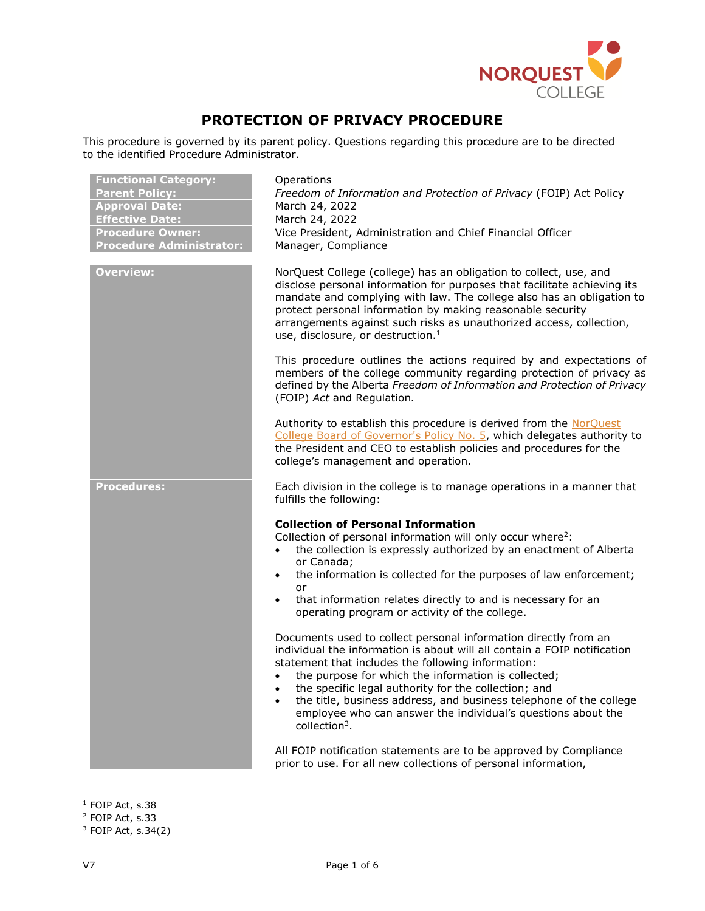# PROTECTION OF PRIVACY PROCEDURE

This procedure is governed by its parent policy. Questions regarding this procedure are to be directed to the identified Procedure Administrator.

| | |
|---|---|
| **Functional Category:** | Operations |
| **Parent Policy:** | *Freedom of Information and Protection of Privacy* (FOIP) Act Policy |
| **Approval Date:** | March 24, 2022 |
| **Effective Date:** | March 24, 2022 |
| **Procedure Owner:** | Vice President, Administration and Chief Financial Officer |
| **Procedure Administrator:** | Manager, Compliance |

## Overview:

NorQuest College (college) has an obligation to collect, use, and disclose personal information for purposes that facilitate achieving its mandate and complying with law. The college also has an obligation to protect personal information by making reasonable security arrangements against such risks as unauthorized access, collection, use, disclosure, or destruction.[1]

This procedure outlines the actions required by and expectations of members of the college community regarding protection of privacy as defined by the Alberta *Freedom of Information and Protection of Privacy* (FOIP) *Act* and Regulation.

Authority to establish this procedure is derived from the NorQuest College Board of Governor's Policy No. 5, which delegates authority to the President and CEO to establish policies and procedures for the college's management and operation.

## Procedures:

Each division in the college is to manage operations in a manner that fulfills the following:

### Collection of Personal Information

Collection of personal information will only occur where[2]:

- the collection is expressly authorized by an enactment of Alberta or Canada;
- the information is collected for the purposes of law enforcement; or
- that information relates directly to and is necessary for an operating program or activity of the college.

Documents used to collect personal information directly from an individual the information is about will all contain a FOIP notification statement that includes the following information:

- the purpose for which the information is collected;
- the specific legal authority for the collection; and
- the title, business address, and business telephone of the college employee who can answer the individual's questions about the collection[3].

All FOIP notification statements are to be approved by Compliance prior to use. For all new collections of personal information,

---

[1] FOIP Act, s.38
[2] FOIP Act, s.33
[3] FOIP Act, s.34(2)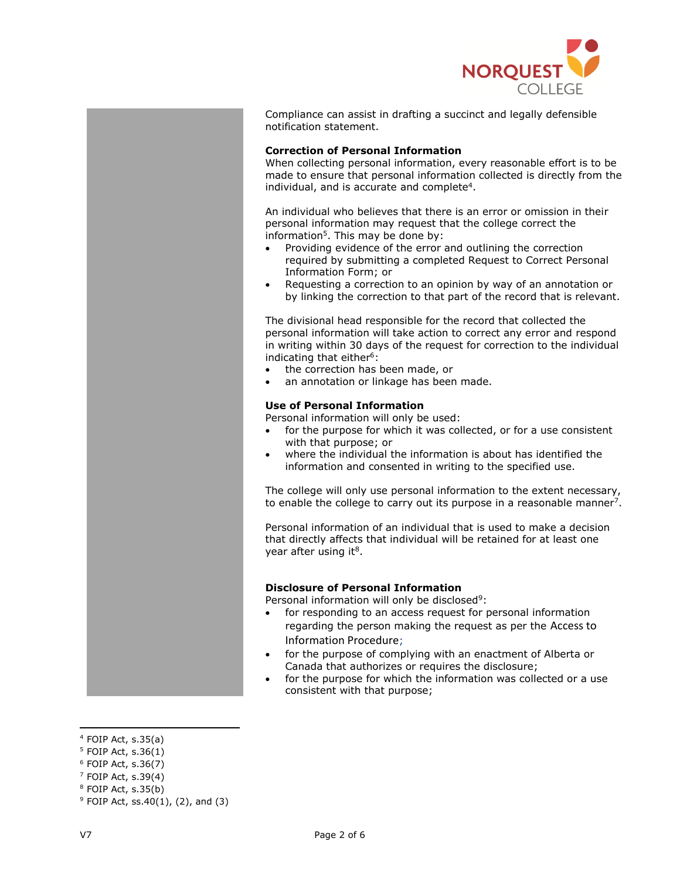Compliance can assist in drafting a succinct and legally defensible notification statement.

**Correction of Personal Information**

When collecting personal information, every reasonable effort is to be made to ensure that personal information collected is directly from the individual, and is accurate and complete[4].

An individual who believes that there is an error or omission in their personal information may request that the college correct the information[5]. This may be done by:

- Providing evidence of the error and outlining the correction required by submitting a completed Request to Correct Personal Information Form; or
- Requesting a correction to an opinion by way of an annotation or by linking the correction to that part of the record that is relevant.

The divisional head responsible for the record that collected the personal information will take action to correct any error and respond in writing within 30 days of the request for correction to the individual indicating that either[6]:

- the correction has been made, or
- an annotation or linkage has been made.

**Use of Personal Information**

Personal information will only be used:

- for the purpose for which it was collected, or for a use consistent with that purpose; or
- where the individual the information is about has identified the information and consented in writing to the specified use.

The college will only use personal information to the extent necessary, to enable the college to carry out its purpose in a reasonable manner[7].

Personal information of an individual that is used to make a decision that directly affects that individual will be retained for at least one year after using it[8].

**Disclosure of Personal Information**

Personal information will only be disclosed[9]:

- for responding to an access request for personal information regarding the person making the request as per the Access to Information Procedure;
- for the purpose of complying with an enactment of Alberta or Canada that authorizes or requires the disclosure;
- for the purpose for which the information was collected or a use consistent with that purpose;

---

[4] FOIP Act, s.35(a)
[5] FOIP Act, s.36(1)
[6] FOIP Act, s.36(7)
[7] FOIP Act, s.39(4)
[8] FOIP Act, s.35(b)
[9] FOIP Act, ss.40(1), (2), and (3)

V7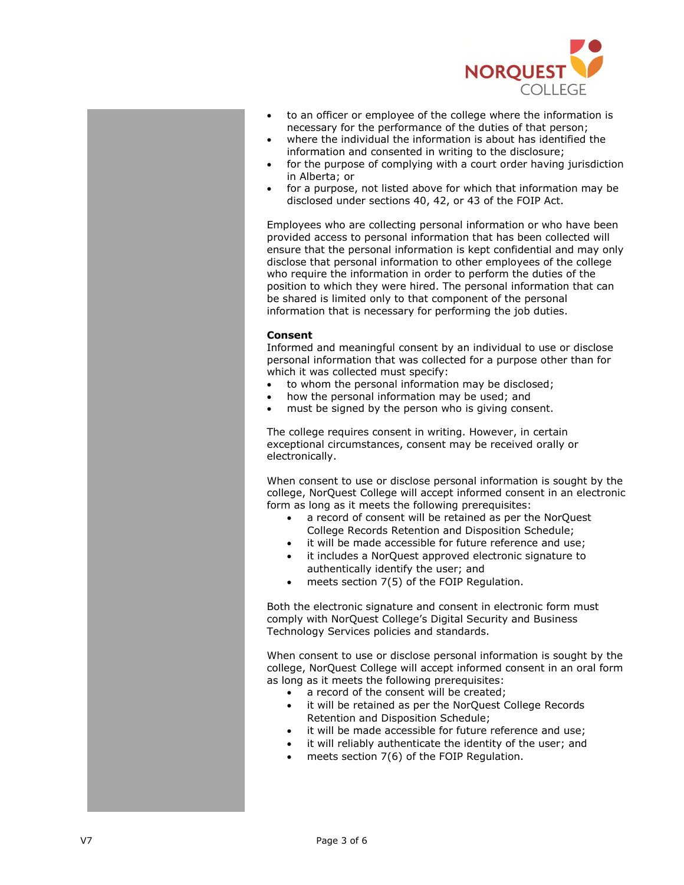- to an officer or employee of the college where the information is necessary for the performance of the duties of that person;
- where the individual the information is about has identified the information and consented in writing to the disclosure;
- for the purpose of complying with a court order having jurisdiction in Alberta; or
- for a purpose, not listed above for which that information may be disclosed under sections 40, 42, or 43 of the FOIP Act.

Employees who are collecting personal information or who have been provided access to personal information that has been collected will ensure that the personal information is kept confidential and may only disclose that personal information to other employees of the college who require the information in order to perform the duties of the position to which they were hired. The personal information that can be shared is limited only to that component of the personal information that is necessary for performing the job duties.

**Consent**

Informed and meaningful consent by an individual to use or disclose personal information that was collected for a purpose other than for which it was collected must specify:

- to whom the personal information may be disclosed;
- how the personal information may be used; and
- must be signed by the person who is giving consent.

The college requires consent in writing. However, in certain exceptional circumstances, consent may be received orally or electronically.

When consent to use or disclose personal information is sought by the college, NorQuest College will accept informed consent in an electronic form as long as it meets the following prerequisites:

- a record of consent will be retained as per the NorQuest College Records Retention and Disposition Schedule;
- it will be made accessible for future reference and use;
- it includes a NorQuest approved electronic signature to authentically identify the user; and
- meets section 7(5) of the FOIP Regulation.

Both the electronic signature and consent in electronic form must comply with NorQuest College's Digital Security and Business Technology Services policies and standards.

When consent to use or disclose personal information is sought by the college, NorQuest College will accept informed consent in an oral form as long as it meets the following prerequisites:

- a record of the consent will be created;
- it will be retained as per the NorQuest College Records Retention and Disposition Schedule;
- it will be made accessible for future reference and use;
- it will reliably authenticate the identity of the user; and
- meets section 7(6) of the FOIP Regulation.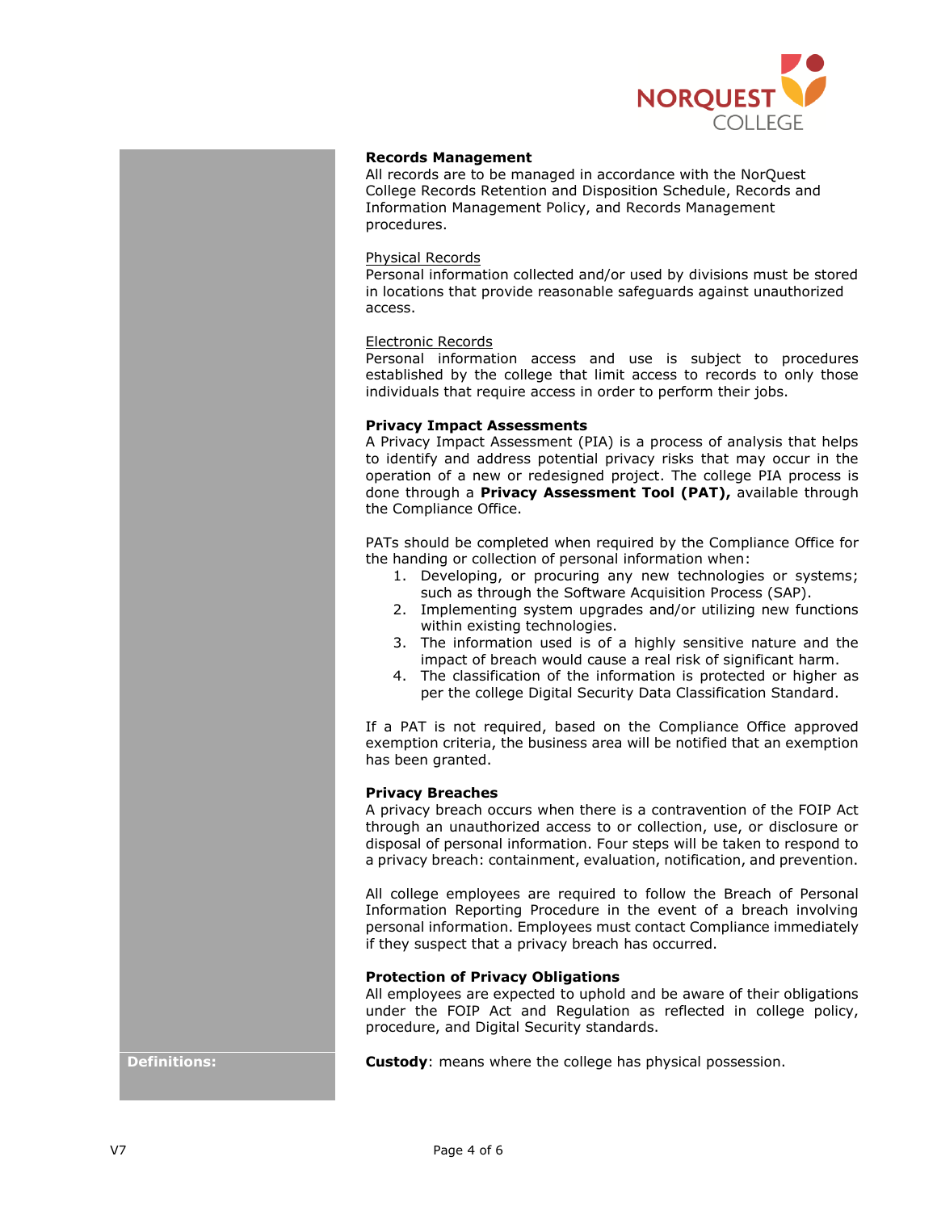**Records Management**

All records are to be managed in accordance with the NorQuest College Records Retention and Disposition Schedule, Records and Information Management Policy, and Records Management procedures.

Physical Records

Personal information collected and/or used by divisions must be stored in locations that provide reasonable safeguards against unauthorized access.

Electronic Records

Personal information access and use is subject to procedures established by the college that limit access to records to only those individuals that require access in order to perform their jobs.

**Privacy Impact Assessments**

A Privacy Impact Assessment (PIA) is a process of analysis that helps to identify and address potential privacy risks that may occur in the operation of a new or redesigned project. The college PIA process is done through a **Privacy Assessment Tool (PAT),** available through the Compliance Office.

PATs should be completed when required by the Compliance Office for the handing or collection of personal information when:

1. Developing, or procuring any new technologies or systems; such as through the Software Acquisition Process (SAP).
2. Implementing system upgrades and/or utilizing new functions within existing technologies.
3. The information used is of a highly sensitive nature and the impact of breach would cause a real risk of significant harm.
4. The classification of the information is protected or higher as per the college Digital Security Data Classification Standard.

If a PAT is not required, based on the Compliance Office approved exemption criteria, the business area will be notified that an exemption has been granted.

**Privacy Breaches**

A privacy breach occurs when there is a contravention of the FOIP Act through an unauthorized access to or collection, use, or disclosure or disposal of personal information. Four steps will be taken to respond to a privacy breach: containment, evaluation, notification, and prevention.

All college employees are required to follow the Breach of Personal Information Reporting Procedure in the event of a breach involving personal information. Employees must contact Compliance immediately if they suspect that a privacy breach has occurred.

**Protection of Privacy Obligations**

All employees are expected to uphold and be aware of their obligations under the FOIP Act and Regulation as reflected in college policy, procedure, and Digital Security standards.

**Definitions:**

**Custody**: means where the college has physical possession.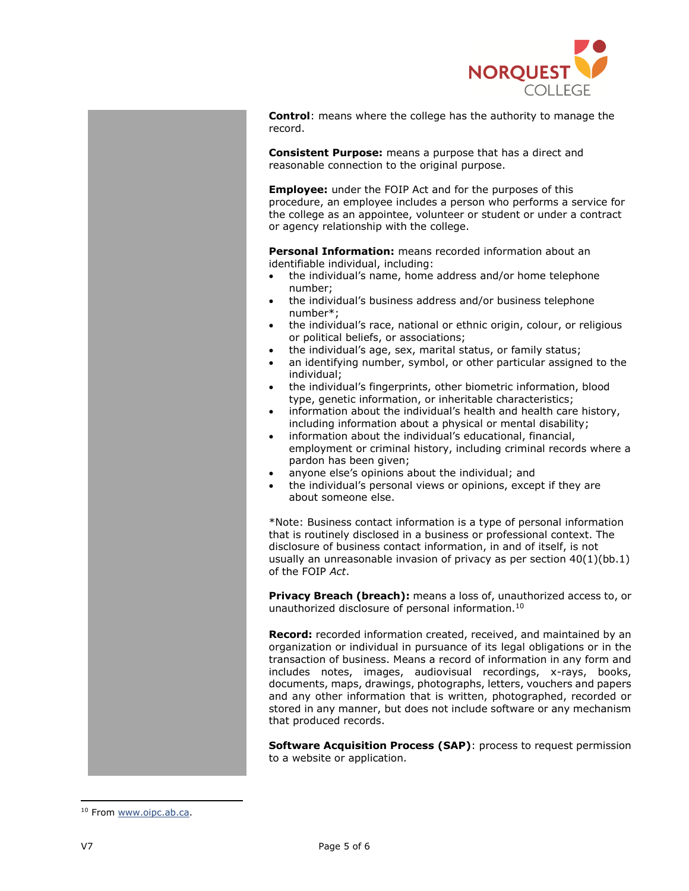**Control**: means where the college has the authority to manage the record.

**Consistent Purpose:** means a purpose that has a direct and reasonable connection to the original purpose.

**Employee:** under the FOIP Act and for the purposes of this procedure, an employee includes a person who performs a service for the college as an appointee, volunteer or student or under a contract or agency relationship with the college.

**Personal Information:** means recorded information about an identifiable individual, including:

- the individual's name, home address and/or home telephone number;
- the individual's business address and/or business telephone number*;
- the individual's race, national or ethnic origin, colour, or religious or political beliefs, or associations;
- the individual's age, sex, marital status, or family status;
- an identifying number, symbol, or other particular assigned to the individual;
- the individual's fingerprints, other biometric information, blood type, genetic information, or inheritable characteristics;
- information about the individual's health and health care history, including information about a physical or mental disability;
- information about the individual's educational, financial, employment or criminal history, including criminal records where a pardon has been given;
- anyone else's opinions about the individual; and
- the individual's personal views or opinions, except if they are about someone else.

*Note: Business contact information is a type of personal information that is routinely disclosed in a business or professional context. The disclosure of business contact information, in and of itself, is not usually an unreasonable invasion of privacy as per section 40(1)(bb.1) of the FOIP *Act*.

**Privacy Breach (breach):** means a loss of, unauthorized access to, or unauthorized disclosure of personal information.[10]

**Record:** recorded information created, received, and maintained by an organization or individual in pursuance of its legal obligations or in the transaction of business. Means a record of information in any form and includes notes, images, audiovisual recordings, x-rays, books, documents, maps, drawings, photographs, letters, vouchers and papers and any other information that is written, photographed, recorded or stored in any manner, but does not include software or any mechanism that produced records.

**Software Acquisition Process (SAP)**: process to request permission to a website or application.

---

[10] From www.oipc.ab.ca.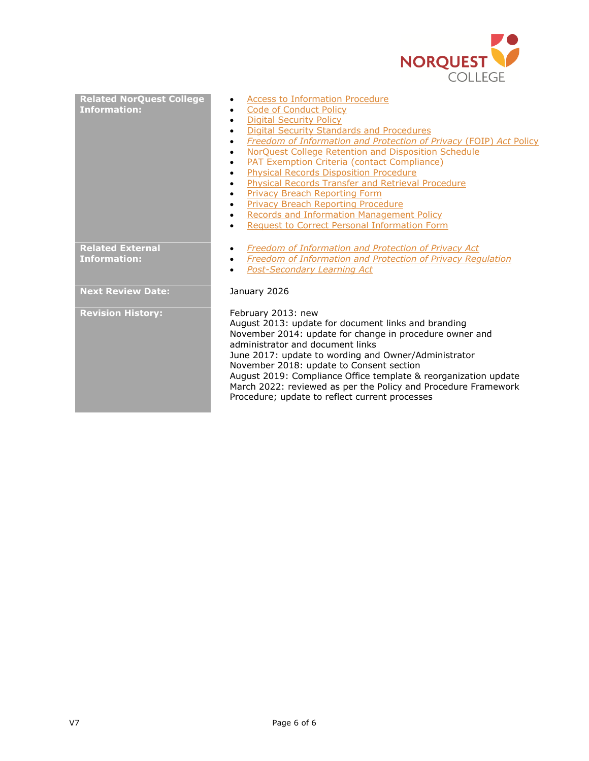| | |
|---|---|
| **Related NorQuest College Information:** | • Access to Information Procedure<br>• Code of Conduct Policy<br>• Digital Security Policy<br>• Digital Security Standards and Procedures<br>• *Freedom of Information and Protection of Privacy* (FOIP) *Act* Policy<br>• NorQuest College Retention and Disposition Schedule<br>• PAT Exemption Criteria (contact Compliance)<br>• Physical Records Disposition Procedure<br>• Physical Records Transfer and Retrieval Procedure<br>• Privacy Breach Reporting Form<br>• Privacy Breach Reporting Procedure<br>• Records and Information Management Policy<br>• Request to Correct Personal Information Form |
| **Related External Information:** | • *Freedom of Information and Protection of Privacy Act*<br>• *Freedom of Information and Protection of Privacy Regulation*<br>• *Post-Secondary Learning Act* |
| **Next Review Date:** | January 2026 |
| **Revision History:** | February 2013: new<br>August 2013: update for document links and branding<br>November 2014: update for change in procedure owner and administrator and document links<br>June 2017: update to wording and Owner/Administrator<br>November 2018: update to Consent section<br>August 2019: Compliance Office template & reorganization update<br>March 2022: reviewed as per the Policy and Procedure Framework Procedure; update to reflect current processes |